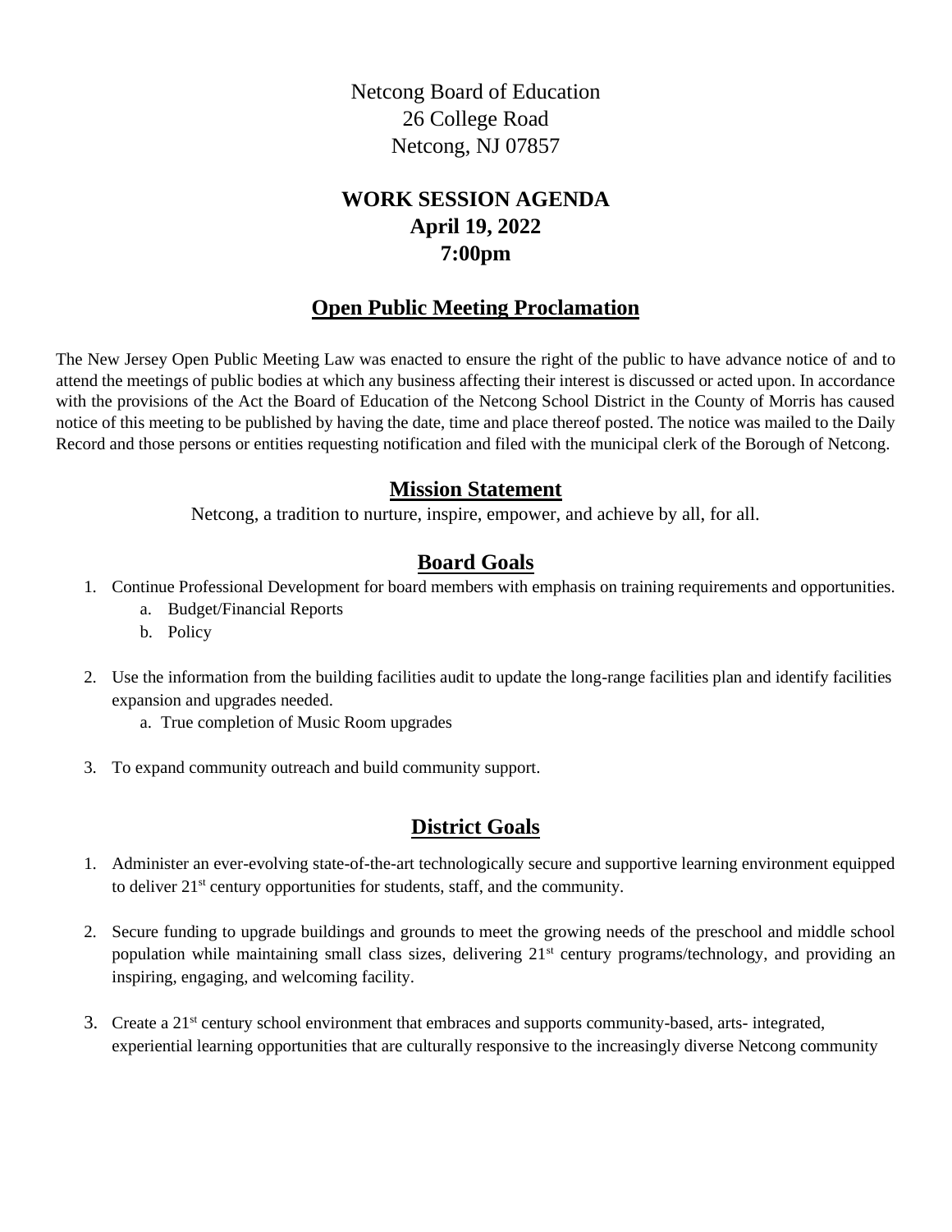Netcong Board of Education
26 College Road
Netcong, NJ 07857

# WORK SESSION AGENDA
# April 19, 2022
# 7:00pm

## Open Public Meeting Proclamation

The New Jersey Open Public Meeting Law was enacted to ensure the right of the public to have advance notice of and to attend the meetings of public bodies at which any business affecting their interest is discussed or acted upon. In accordance with the provisions of the Act the Board of Education of the Netcong School District in the County of Morris has caused notice of this meeting to be published by having the date, time and place thereof posted. The notice was mailed to the Daily Record and those persons or entities requesting notification and filed with the municipal clerk of the Borough of Netcong.

## Mission Statement

Netcong, a tradition to nurture, inspire, empower, and achieve by all, for all.

## Board Goals

1. Continue Professional Development for board members with emphasis on training requirements and opportunities.
   a. Budget/Financial Reports
   b. Policy

2. Use the information from the building facilities audit to update the long-range facilities plan and identify facilities expansion and upgrades needed.
   a. True completion of Music Room upgrades

3. To expand community outreach and build community support.

## District Goals

1. Administer an ever-evolving state-of-the-art technologically secure and supportive learning environment equipped to deliver 21st century opportunities for students, staff, and the community.

2. Secure funding to upgrade buildings and grounds to meet the growing needs of the preschool and middle school population while maintaining small class sizes, delivering 21st century programs/technology, and providing an inspiring, engaging, and welcoming facility.

3. Create a 21st century school environment that embraces and supports community-based, arts- integrated, experiential learning opportunities that are culturally responsive to the increasingly diverse Netcong community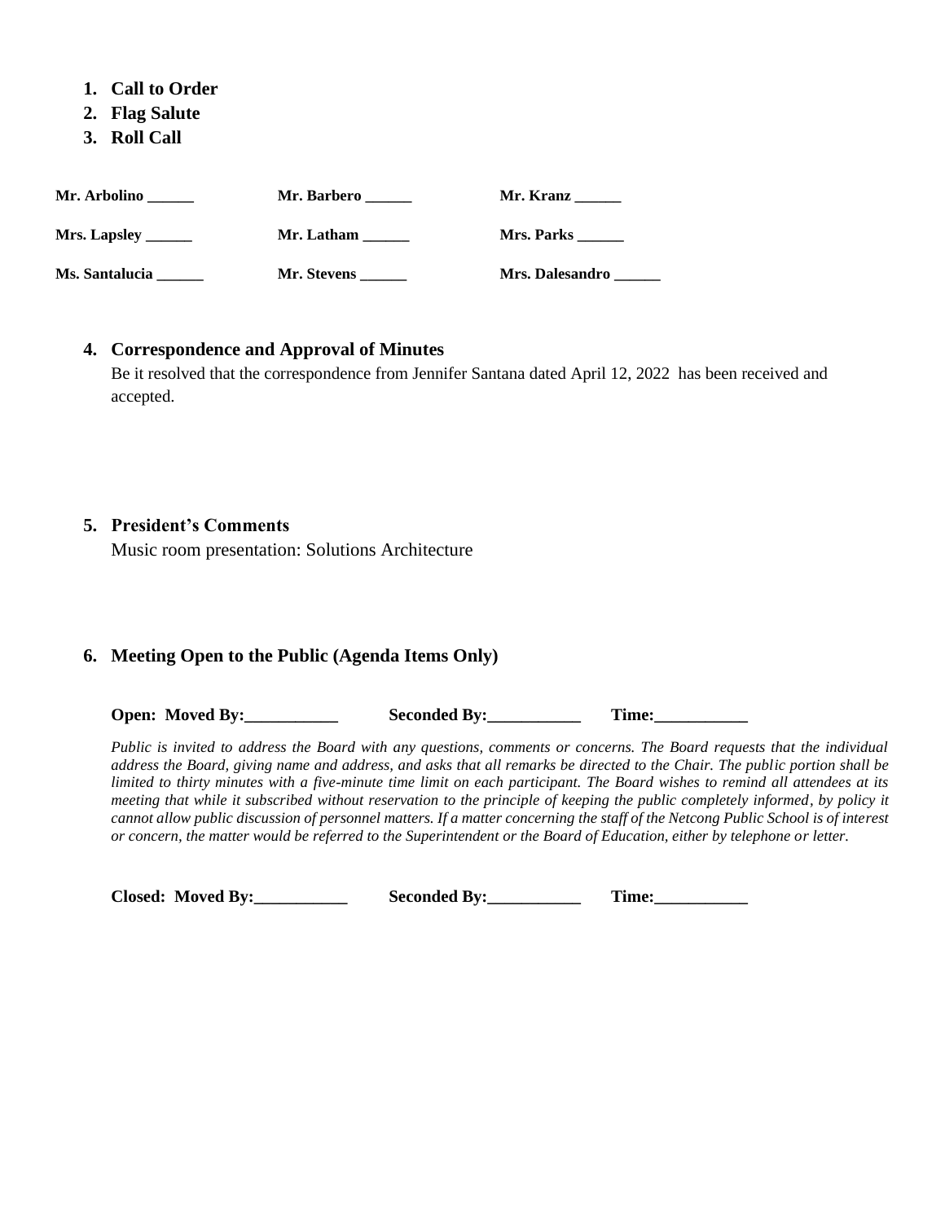1. **Call to Order**
2. **Flag Salute**
3. **Roll Call**

| | | |
|---|---|---|
| **Mr. Arbolino ______** | **Mr. Barbero ______** | **Mr. Kranz ______** |
| **Mrs. Lapsley ______** | **Mr. Latham ______** | **Mrs. Parks ______** |
| **Ms. Santalucia ______** | **Mr. Stevens ______** | **Mrs. Dalesandro ______** |

4. **Correspondence and Approval of Minutes**

   Be it resolved that the correspondence from Jennifer Santana dated April 12, 2022 has been received and accepted.

5. **President's Comments**

   Music room presentation: Solutions Architecture

6. **Meeting Open to the Public (Agenda Items Only)**

   **Open: Moved By:___________ Seconded By:___________ Time:___________**

   *Public is invited to address the Board with any questions, comments or concerns. The Board requests that the individual address the Board, giving name and address, and asks that all remarks be directed to the Chair. The public portion shall be limited to thirty minutes with a five-minute time limit on each participant. The Board wishes to remind all attendees at its meeting that while it subscribed without reservation to the principle of keeping the public completely informed, by policy it cannot allow public discussion of personnel matters. If a matter concerning the staff of the Netcong Public School is of interest or concern, the matter would be referred to the Superintendent or the Board of Education, either by telephone or letter.*

   **Closed: Moved By:___________ Seconded By:___________ Time:___________**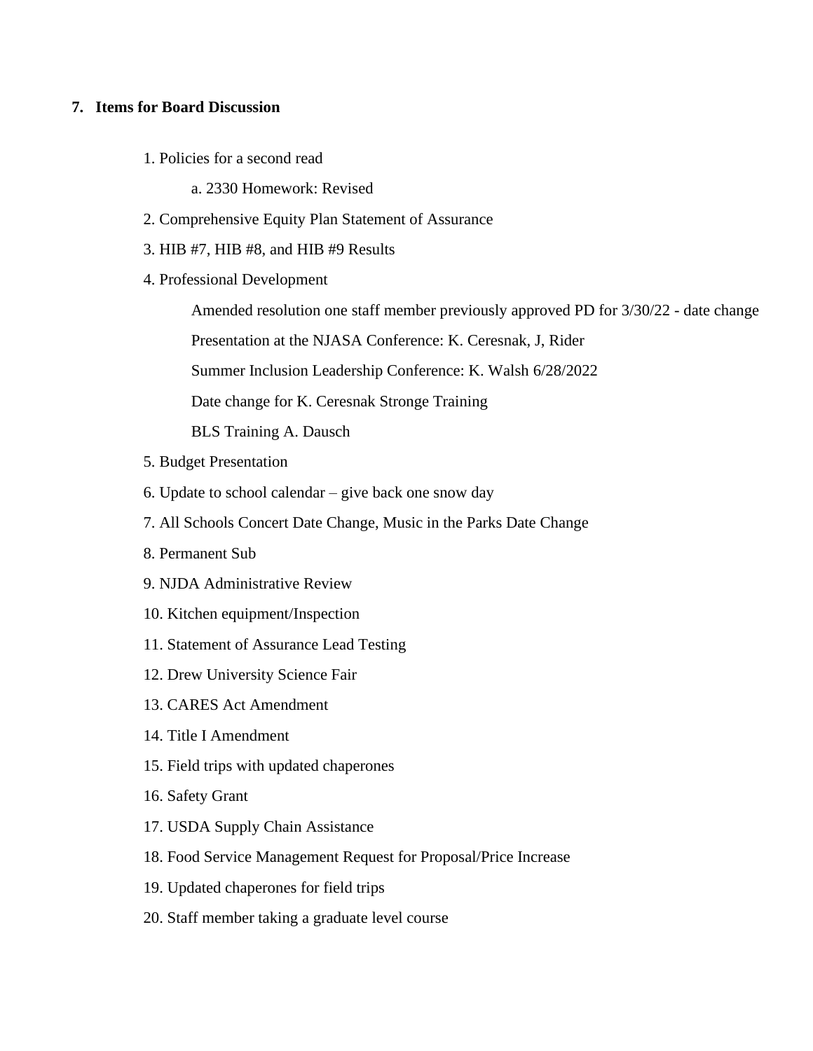## 7. Items for Board Discussion

1. Policies for a second read
   a. 2330 Homework: Revised
2. Comprehensive Equity Plan Statement of Assurance
3. HIB #7, HIB #8, and HIB #9 Results
4. Professional Development

   Amended resolution one staff member previously approved PD for 3/30/22 - date change

   Presentation at the NJASA Conference: K. Ceresnak, J, Rider

   Summer Inclusion Leadership Conference: K. Walsh 6/28/2022

   Date change for K. Ceresnak Stronge Training

   BLS Training A. Dausch
5. Budget Presentation
6. Update to school calendar – give back one snow day
7. All Schools Concert Date Change, Music in the Parks Date Change
8. Permanent Sub
9. NJDA Administrative Review
10. Kitchen equipment/Inspection
11. Statement of Assurance Lead Testing
12. Drew University Science Fair
13. CARES Act Amendment
14. Title I Amendment
15. Field trips with updated chaperones
16. Safety Grant
17. USDA Supply Chain Assistance
18. Food Service Management Request for Proposal/Price Increase
19. Updated chaperones for field trips
20. Staff member taking a graduate level course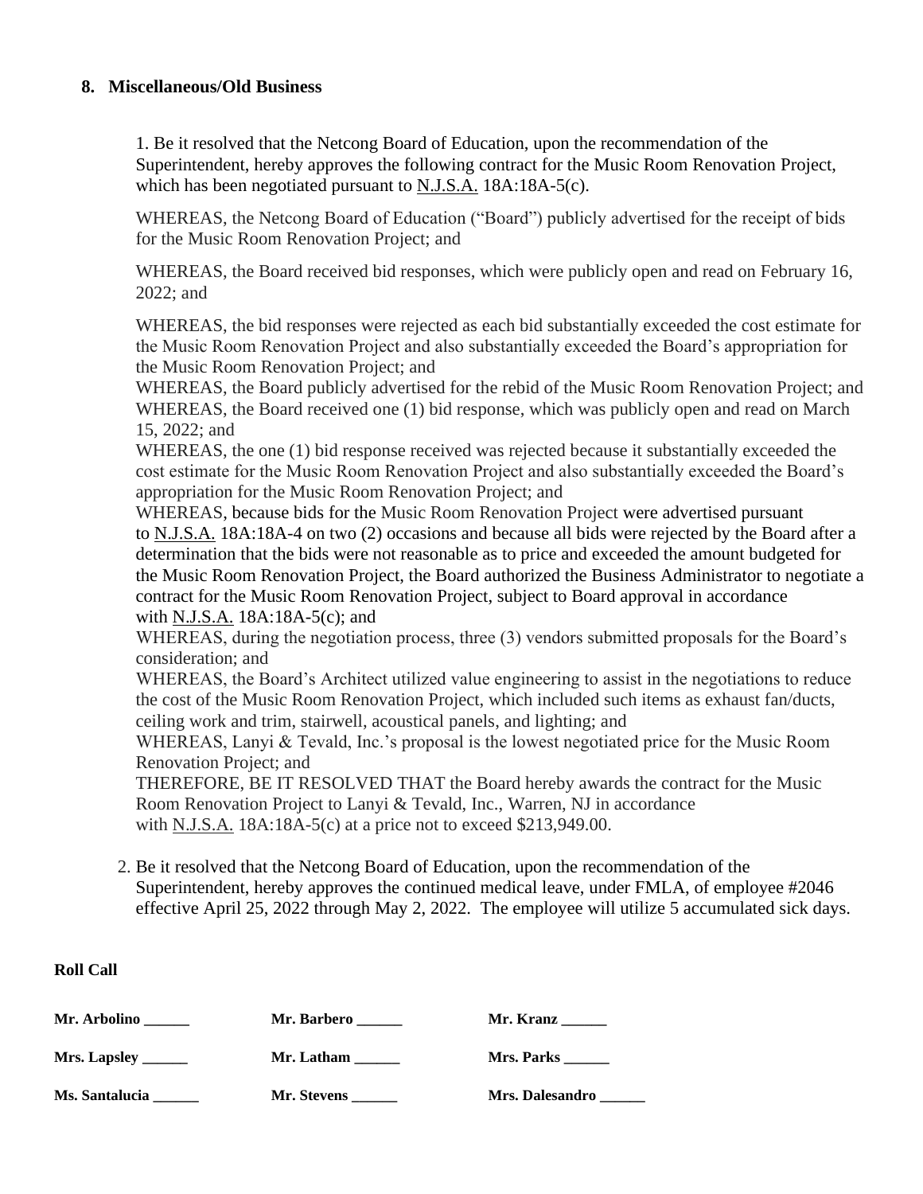### 8. Miscellaneous/Old Business

1. Be it resolved that the Netcong Board of Education, upon the recommendation of the Superintendent, hereby approves the following contract for the Music Room Renovation Project, which has been negotiated pursuant to N.J.S.A. 18A:18A-5(c).

   WHEREAS, the Netcong Board of Education ("Board") publicly advertised for the receipt of bids for the Music Room Renovation Project; and

   WHEREAS, the Board received bid responses, which were publicly open and read on February 16, 2022; and

   WHEREAS, the bid responses were rejected as each bid substantially exceeded the cost estimate for the Music Room Renovation Project and also substantially exceeded the Board's appropriation for the Music Room Renovation Project; and
   WHEREAS, the Board publicly advertised for the rebid of the Music Room Renovation Project; and
   WHEREAS, the Board received one (1) bid response, which was publicly open and read on March 15, 2022; and
   WHEREAS, the one (1) bid response received was rejected because it substantially exceeded the cost estimate for the Music Room Renovation Project and also substantially exceeded the Board's appropriation for the Music Room Renovation Project; and
   WHEREAS, because bids for the Music Room Renovation Project were advertised pursuant to N.J.S.A. 18A:18A-4 on two (2) occasions and because all bids were rejected by the Board after a determination that the bids were not reasonable as to price and exceeded the amount budgeted for the Music Room Renovation Project, the Board authorized the Business Administrator to negotiate a contract for the Music Room Renovation Project, subject to Board approval in accordance with N.J.S.A. 18A:18A-5(c); and
   WHEREAS, during the negotiation process, three (3) vendors submitted proposals for the Board's consideration; and
   WHEREAS, the Board's Architect utilized value engineering to assist in the negotiations to reduce the cost of the Music Room Renovation Project, which included such items as exhaust fan/ducts, ceiling work and trim, stairwell, acoustical panels, and lighting; and
   WHEREAS, Lanyi & Tevald, Inc.'s proposal is the lowest negotiated price for the Music Room Renovation Project; and
   THEREFORE, BE IT RESOLVED THAT the Board hereby awards the contract for the Music Room Renovation Project to Lanyi & Tevald, Inc., Warren, NJ in accordance with N.J.S.A. 18A:18A-5(c) at a price not to exceed $213,949.00.

2. Be it resolved that the Netcong Board of Education, upon the recommendation of the Superintendent, hereby approves the continued medical leave, under FMLA, of employee #2046 effective April 25, 2022 through May 2, 2022. The employee will utilize 5 accumulated sick days.

**Roll Call**

| | | |
|---|---|---|
| **Mr. Arbolino ______** | **Mr. Barbero ______** | **Mr. Kranz ______** |
| **Mrs. Lapsley ______** | **Mr. Latham ______** | **Mrs. Parks ______** |
| **Ms. Santalucia ______** | **Mr. Stevens ______** | **Mrs. Dalesandro ______** |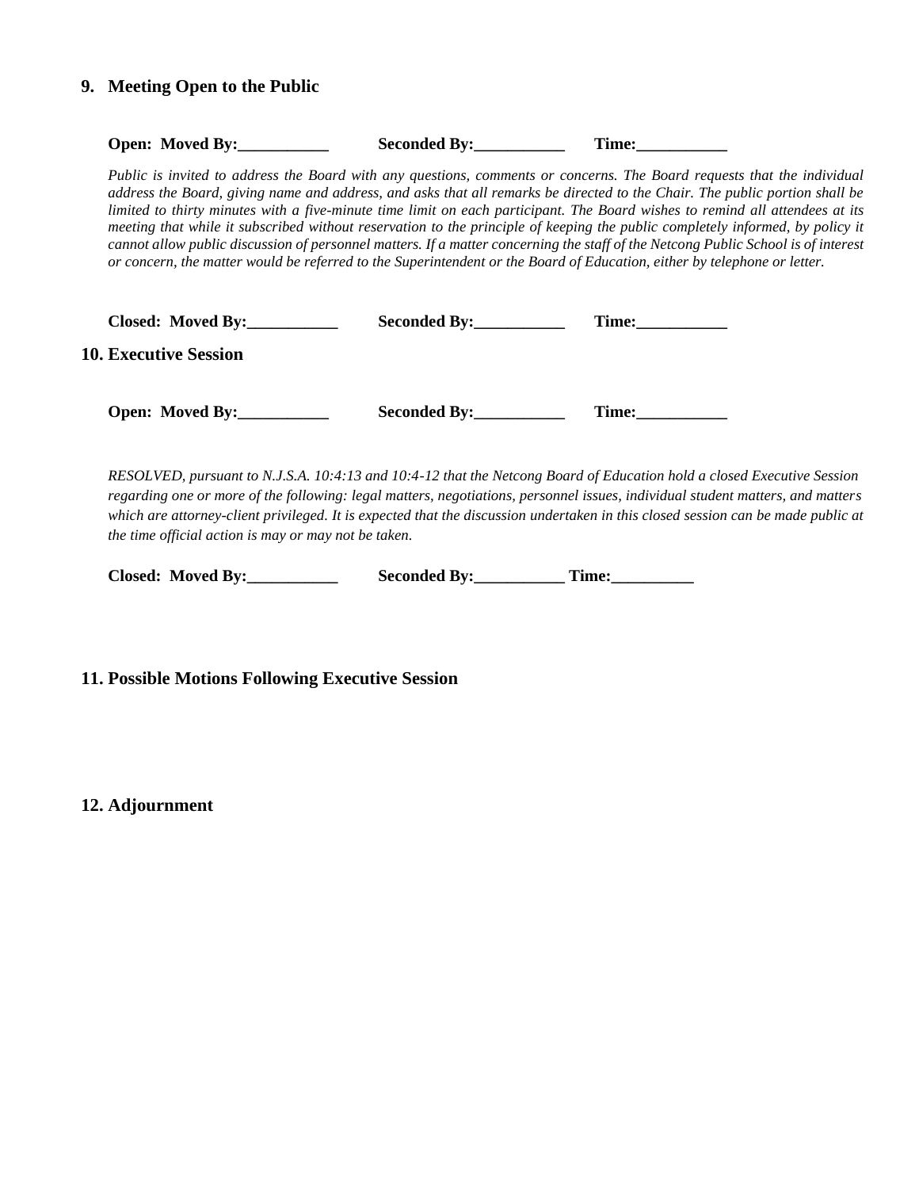## 9. Meeting Open to the Public

**Open: Moved By:___________ Seconded By:___________ Time:___________**

*Public is invited to address the Board with any questions, comments or concerns. The Board requests that the individual address the Board, giving name and address, and asks that all remarks be directed to the Chair. The public portion shall be limited to thirty minutes with a five-minute time limit on each participant. The Board wishes to remind all attendees at its meeting that while it subscribed without reservation to the principle of keeping the public completely informed, by policy it cannot allow public discussion of personnel matters. If a matter concerning the staff of the Netcong Public School is of interest or concern, the matter would be referred to the Superintendent or the Board of Education, either by telephone or letter.*

**Closed: Moved By:___________ Seconded By:___________ Time:___________**

## 10. Executive Session

**Open: Moved By:___________ Seconded By:___________ Time:___________**

*RESOLVED, pursuant to N.J.S.A. 10:4:13 and 10:4-12 that the Netcong Board of Education hold a closed Executive Session regarding one or more of the following: legal matters, negotiations, personnel issues, individual student matters, and matters which are attorney-client privileged. It is expected that the discussion undertaken in this closed session can be made public at the time official action is may or may not be taken.*

**Closed: Moved By:___________ Seconded By:___________ Time:__________**

## 11. Possible Motions Following Executive Session

## 12. Adjournment